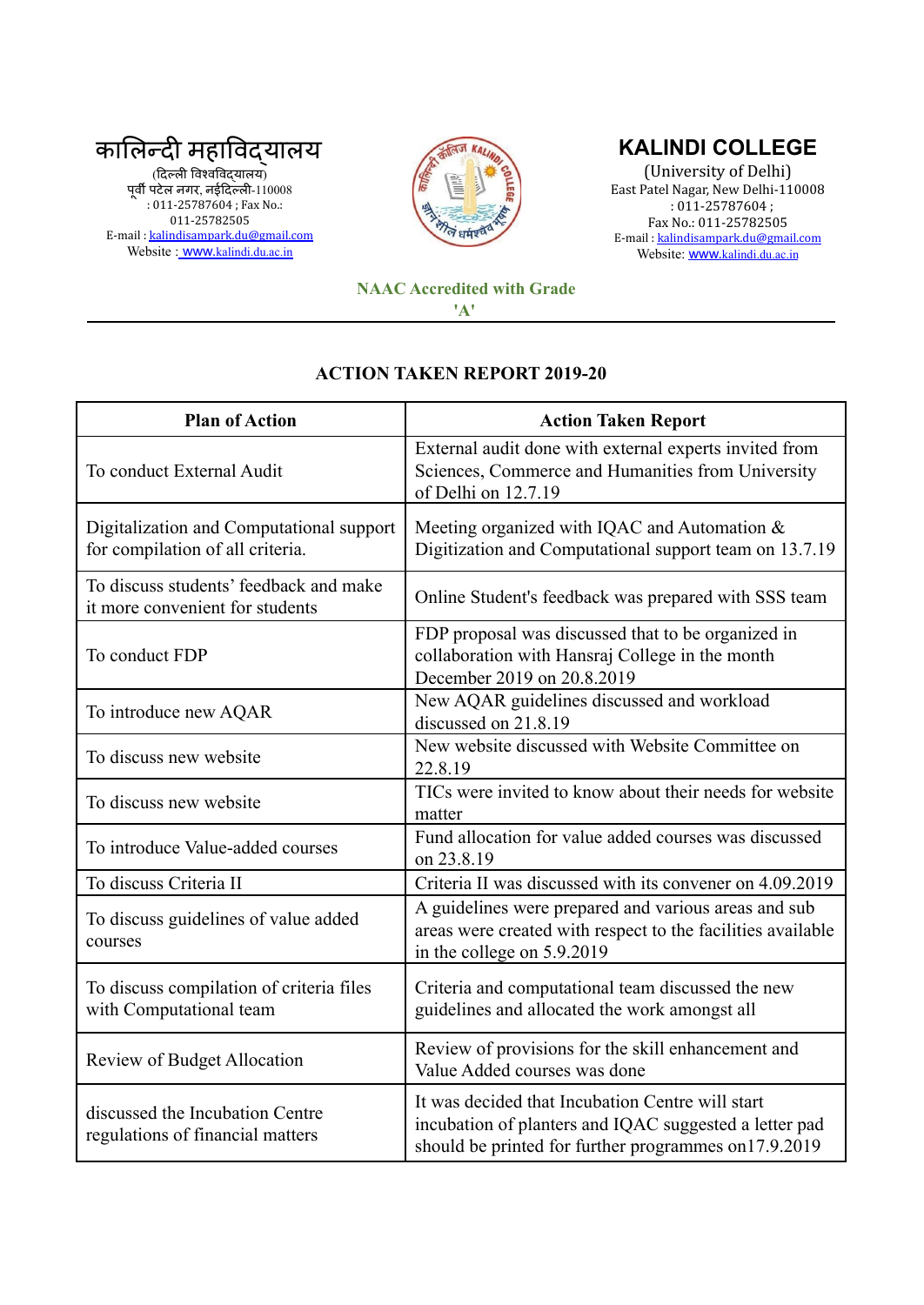कालिन्दी महाविद्यालय
(दिल्ली विश्वविद्यालय)
पूर्वी पटेल नगर, नईदिल्ली-110008
: 011-25787604 ; Fax No.: 011-25782505
E-mail : kalindisampark.du@gmail.com
Website : www.kalindi.du.ac.in

# KALINDI COLLEGE

(University of Delhi)
East Patel Nagar, New Delhi-110008
: 011-25787604 ;
Fax No.: 011-25782505
E-mail : kalindisampark.du@gmail.com
Website: www.kalindi.du.ac.in

NAAC Accredited with Grade 'A'

## ACTION TAKEN REPORT 2019-20

| Plan of Action | Action Taken Report |
|---|---|
| To conduct External Audit | External audit done with external experts invited from Sciences, Commerce and Humanities from University of Delhi on 12.7.19 |
| Digitalization and Computational support for compilation of all criteria. | Meeting organized with IQAC and Automation & Digitization and Computational support team on 13.7.19 |
| To discuss students' feedback and make it more convenient for students | Online Student's feedback was prepared with SSS team |
| To conduct FDP | FDP proposal was discussed that to be organized in collaboration with Hansraj College in the month December 2019 on 20.8.2019 |
| To introduce new AQAR | New AQAR guidelines discussed and workload discussed on 21.8.19 |
| To discuss new website | New website discussed with Website Committee on 22.8.19 |
| To discuss new website | TICs were invited to know about their needs for website matter |
| To introduce Value-added courses | Fund allocation for value added courses was discussed on 23.8.19 |
| To discuss Criteria II | Criteria II was discussed with its convener on 4.09.2019 |
| To discuss guidelines of value added courses | A guidelines were prepared and various areas and sub areas were created with respect to the facilities available in the college on 5.9.2019 |
| To discuss compilation of criteria files with Computational team | Criteria and computational team discussed the new guidelines and allocated the work amongst all |
| Review of Budget Allocation | Review of provisions for the skill enhancement and Value Added courses was done |
| discussed the Incubation Centre regulations of financial matters | It was decided that Incubation Centre will start incubation of planters and IQAC suggested a letter pad should be printed for further programmes on17.9.2019 |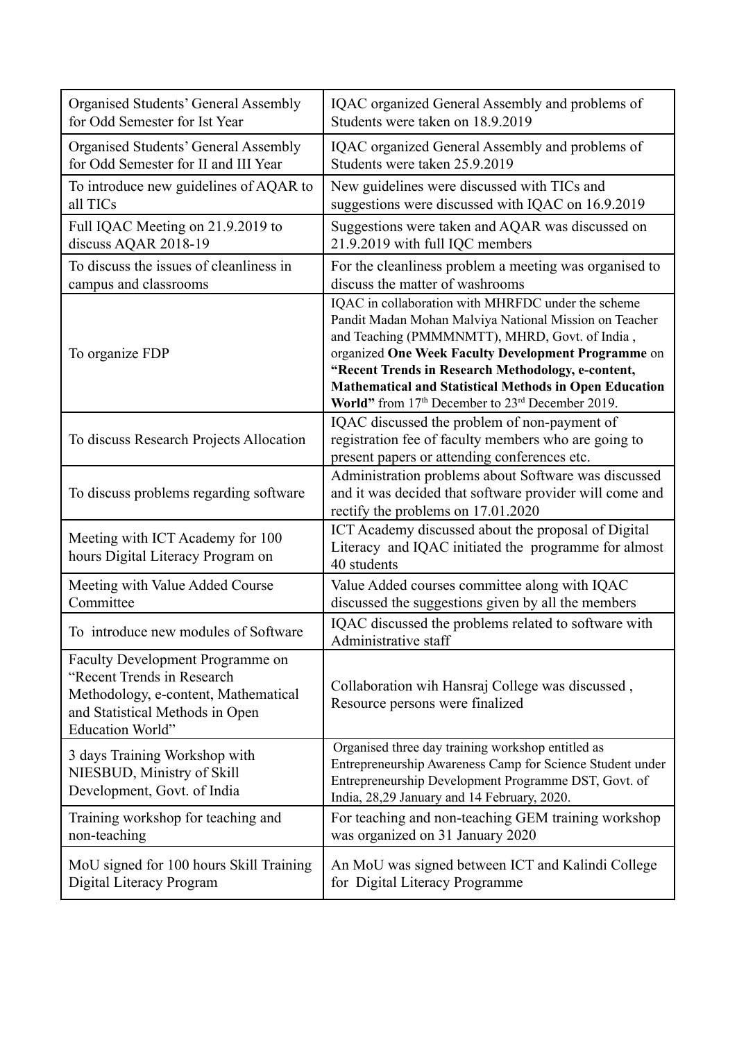| | |
|---|---|
| Organised Students' General Assembly for Odd Semester for Ist Year | IQAC organized General Assembly and problems of Students were taken on 18.9.2019 |
| Organised Students' General Assembly for Odd Semester for II and III Year | IQAC organized General Assembly and problems of Students were taken 25.9.2019 |
| To introduce new guidelines of AQAR to all TICs | New guidelines were discussed with TICs and suggestions were discussed with IQAC on 16.9.2019 |
| Full IQAC Meeting on 21.9.2019 to discuss AQAR 2018-19 | Suggestions were taken and AQAR was discussed on 21.9.2019 with full IQC members |
| To discuss the issues of cleanliness in campus and classrooms | For the cleanliness problem a meeting was organised to discuss the matter of washrooms |
| To organize FDP | IQAC in collaboration with MHRFDC under the scheme Pandit Madan Mohan Malviya National Mission on Teacher and Teaching (PMMMNMTT), MHRD, Govt. of India , organized **One Week Faculty Development Programme** on **"Recent Trends in Research Methodology, e-content, Mathematical and Statistical Methods in Open Education World"** from 17th December to 23rd December 2019. |
| To discuss Research Projects Allocation | IQAC discussed the problem of non-payment of registration fee of faculty members who are going to present papers or attending conferences etc. |
| To discuss problems regarding software | Administration problems about Software was discussed and it was decided that software provider will come and rectify the problems on 17.01.2020 |
| Meeting with ICT Academy for 100 hours Digital Literacy Program on | ICT Academy discussed about the proposal of Digital Literacy and IQAC initiated the programme for almost 40 students |
| Meeting with Value Added Course Committee | Value Added courses committee along with IQAC discussed the suggestions given by all the members |
| To introduce new modules of Software | IQAC discussed the problems related to software with Administrative staff |
| Faculty Development Programme on "Recent Trends in Research Methodology, e-content, Mathematical and Statistical Methods in Open Education World" | Collaboration wih Hansraj College was discussed , Resource persons were finalized |
| 3 days Training Workshop with NIESBUD, Ministry of Skill Development, Govt. of India | Organised three day training workshop entitled as Entrepreneurship Awareness Camp for Science Student under Entrepreneurship Development Programme DST, Govt. of India, 28,29 January and 14 February, 2020. |
| Training workshop for teaching and non-teaching | For teaching and non-teaching GEM training workshop was organized on 31 January 2020 |
| MoU signed for 100 hours Skill Training Digital Literacy Program | An MoU was signed between ICT and Kalindi College for Digital Literacy Programme |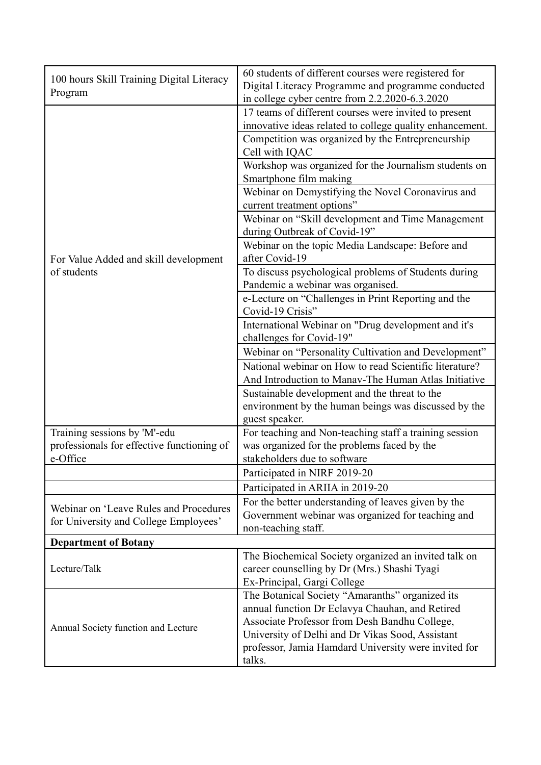| | |
|---|---|
| 100 hours Skill Training Digital Literacy Program | 60 students of different courses were registered for Digital Literacy Programme and programme conducted in college cyber centre from 2.2.2020-6.3.2020 |
| For Value Added and skill development of students | 17 teams of different courses were invited to present innovative ideas related to college quality enhancement. |
| | Competition was organized by the Entrepreneurship Cell with IQAC |
| | Workshop was organized for the Journalism students on Smartphone film making |
| | Webinar on Demystifying the Novel Coronavirus and current treatment options" |
| | Webinar on "Skill development and Time Management during Outbreak of Covid-19" |
| | Webinar on the topic Media Landscape: Before and after Covid-19 |
| | To discuss psychological problems of Students during Pandemic a webinar was organised. |
| | e-Lecture on "Challenges in Print Reporting and the Covid-19 Crisis" |
| | International Webinar on "Drug development and it's challenges for Covid-19" |
| | Webinar on "Personality Cultivation and Development" |
| | National webinar on How to read Scientific literature? And Introduction to Manav-The Human Atlas Initiative |
| | Sustainable development and the threat to the environment by the human beings was discussed by the guest speaker. |
| Training sessions by 'M'-edu professionals for effective functioning of e-Office | For teaching and Non-teaching staff a training session was organized for the problems faced by the stakeholders due to software |
| | Participated in NIRF 2019-20 |
| | Participated in ARIIA in 2019-20 |
| Webinar on 'Leave Rules and Procedures for University and College Employees' | For the better understanding of leaves given by the Government webinar was organized for teaching and non-teaching staff. |
| **Department of Botany** | |
| Lecture/Talk | The Biochemical Society organized an invited talk on career counselling by Dr (Mrs.) Shashi Tyagi Ex-Principal, Gargi College |
| Annual Society function and Lecture | The Botanical Society "Amaranths" organized its annual function Dr Eclavya Chauhan, and Retired Associate Professor from Desh Bandhu College, University of Delhi and Dr Vikas Sood, Assistant professor, Jamia Hamdard University were invited for talks. |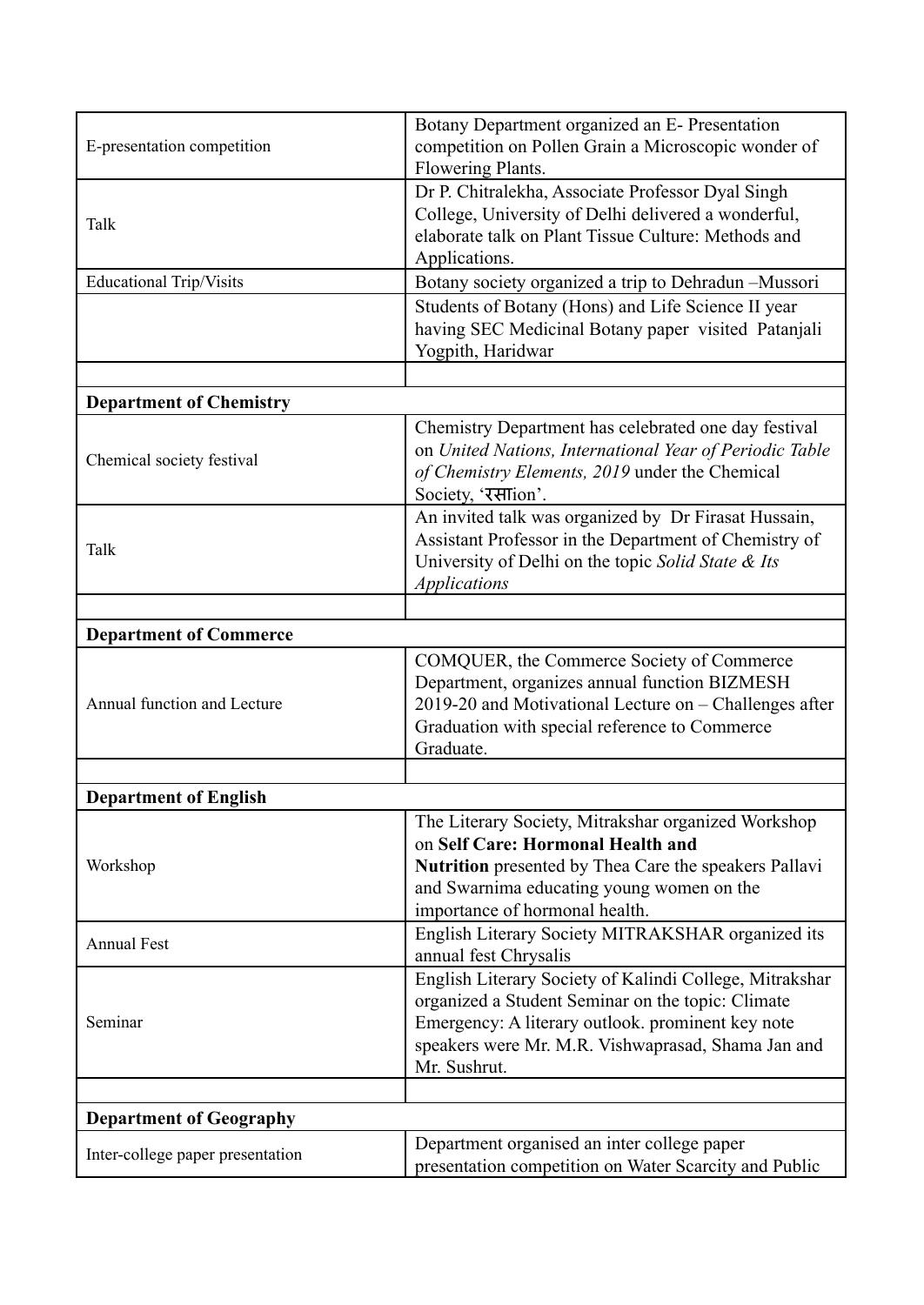| | |
|---|---|
| E-presentation competition | Botany Department organized an E- Presentation competition on Pollen Grain a Microscopic wonder of Flowering Plants. |
| Talk | Dr P. Chitralekha, Associate Professor Dyal Singh College, University of Delhi delivered a wonderful, elaborate talk on Plant Tissue Culture: Methods and Applications. |
| Educational Trip/Visits | Botany society organized a trip to Dehradun –Mussori |
| | Students of Botany (Hons) and Life Science II year having SEC Medicinal Botany paper visited Patanjali Yogpith, Haridwar |
| | |
| **Department of Chemistry** | |
| Chemical society festival | Chemistry Department has celebrated one day festival on *United Nations, International Year of Periodic Table of Chemistry Elements, 2019* under the Chemical Society, 'रसाion'. |
| Talk | An invited talk was organized by Dr Firasat Hussain, Assistant Professor in the Department of Chemistry of University of Delhi on the topic *Solid State & Its Applications* |
| | |
| **Department of Commerce** | |
| Annual function and Lecture | COMQUER, the Commerce Society of Commerce Department, organizes annual function BIZMESH 2019-20 and Motivational Lecture on – Challenges after Graduation with special reference to Commerce Graduate. |
| | |
| **Department of English** | |
| Workshop | The Literary Society, Mitrakshar organized Workshop on **Self Care: Hormonal Health and Nutrition** presented by Thea Care the speakers Pallavi and Swarnima educating young women on the importance of hormonal health. |
| Annual Fest | English Literary Society MITRAKSHAR organized its annual fest Chrysalis |
| Seminar | English Literary Society of Kalindi College, Mitrakshar organized a Student Seminar on the topic: Climate Emergency: A literary outlook. prominent key note speakers were Mr. M.R. Vishwaprasad, Shama Jan and Mr. Sushrut. |
| | |
| **Department of Geography** | |
| Inter-college paper presentation | Department organised an inter college paper presentation competition on Water Scarcity and Public |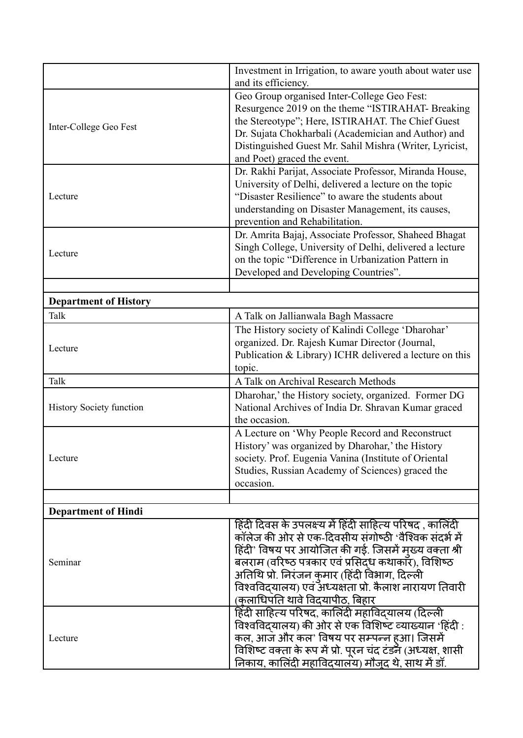| | |
|---|---|
| | Investment in Irrigation, to aware youth about water use and its efficiency. |
| Inter-College Geo Fest | Geo Group organised Inter-College Geo Fest: Resurgence 2019 on the theme "ISTIRAHAT- Breaking the Stereotype"; Here, ISTIRAHAT. The Chief Guest Dr. Sujata Chokharbali (Academician and Author) and Distinguished Guest Mr. Sahil Mishra (Writer, Lyricist, and Poet) graced the event. |
| Lecture | Dr. Rakhi Parijat, Associate Professor, Miranda House, University of Delhi, delivered a lecture on the topic "Disaster Resilience" to aware the students about understanding on Disaster Management, its causes, prevention and Rehabilitation. |
| Lecture | Dr. Amrita Bajaj, Associate Professor, Shaheed Bhagat Singh College, University of Delhi, delivered a lecture on the topic "Difference in Urbanization Pattern in Developed and Developing Countries". |
| | |
| **Department of History** | |
| Talk | A Talk on Jallianwala Bagh Massacre |
| Lecture | The History society of Kalindi College 'Dharohar' organized. Dr. Rajesh Kumar Director (Journal, Publication & Library) ICHR delivered a lecture on this topic. |
| Talk | A Talk on Archival Research Methods |
| History Society function | Dharohar,' the History society, organized. Former DG National Archives of India Dr. Shravan Kumar graced the occasion. |
| Lecture | A Lecture on 'Why People Record and Reconstruct History' was organized by Dharohar,' the History society. Prof. Eugenia Vanina (Institute of Oriental Studies, Russian Academy of Sciences) graced the occasion. |
| | |
| **Department of Hindi** | |
| Seminar | हिंदी दिवस के उपलक्ष्य में हिंदी साहित्य परिषद , कालिंदी कॉलेज की ओर से एक-दिवसीय संगोष्ठी 'वैश्विक संदर्भ में हिंदी' विषय पर आयोजित की गई. जिसमें मुख्य वक्ता श्री बलराम (वरिष्ठ पत्रकार एवं प्रसिद्ध कथाकार), विशिष्ठ अतिथि प्रो. निरंजन कुमार (हिंदी विभाग, दिल्ली विश्वविद्यालय) एवं अध्यक्षता प्रो. कैलाश नारायण तिवारी (कुलाधिपति थावे विद्यापीठ, बिहार |
| Lecture | हिंदी साहित्य परिषद, कालिंदी महाविद्यालय (दिल्ली विश्वविद्यालय) की ओर से एक विशिष्ट व्याख्यान 'हिंदी : कल, आज और कल' विषय पर सम्पन्न हुआ। जिसमें विशिष्ट वक्ता के रूप में प्रो. पूरन चंद टंडन (अध्यक्ष, शासी निकाय, कालिंदी महाविद्यालय) मौजूद थे, साथ में डॉ. |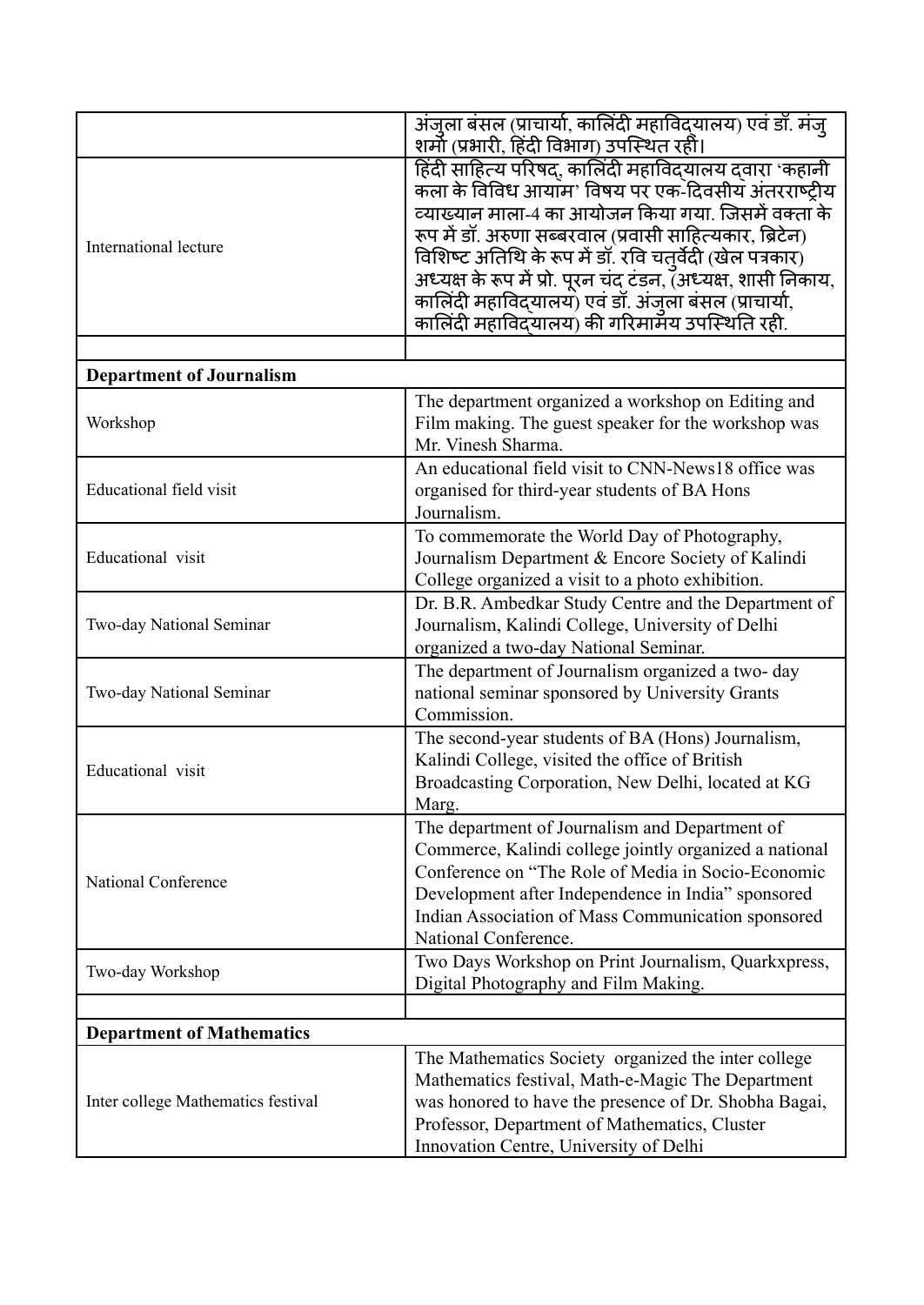| | |
|---|---|
| | अंजुला बंसल (प्राचार्या, कालिंदी महाविद्यालय) एवं डॉ. मंजु शर्मा (प्रभारी, हिंदी विभाग) उपस्थित रहीं। |
| International lecture | हिंदी साहित्य परिषद्, कालिंदी महाविद्यालय द्वारा 'कहानी कला के विविध आयाम' विषय पर एक-दिवसीय अंतरराष्ट्रीय व्याख्यान माला-4 का आयोजन किया गया. जिसमें वक्ता के रूप में डॉ. अरुणा सब्बरवाल (प्रवासी साहित्यकार, ब्रिटेन) विशिष्ट अतिथि के रूप में डॉ. रवि चतुर्वेदी (खेल पत्रकार) अध्यक्ष के रूप में प्रो. पूरन चंद टंडन, (अध्यक्ष, शासी निकाय, कालिंदी महाविद्यालय) एवं डॉ. अंजुला बंसल (प्राचार्या, कालिंदी महाविद्यालय) की गरिमामय उपस्थिति रही. |
| | |
| **Department of Journalism** | |
| Workshop | The department organized a workshop on Editing and Film making. The guest speaker for the workshop was Mr. Vinesh Sharma. |
| Educational field visit | An educational field visit to CNN-News18 office was organised for third-year students of BA Hons Journalism. |
| Educational visit | To commemorate the World Day of Photography, Journalism Department & Encore Society of Kalindi College organized a visit to a photo exhibition. |
| Two-day National Seminar | Dr. B.R. Ambedkar Study Centre and the Department of Journalism, Kalindi College, University of Delhi organized a two-day National Seminar. |
| Two-day National Seminar | The department of Journalism organized a two- day national seminar sponsored by University Grants Commission. |
| Educational visit | The second-year students of BA (Hons) Journalism, Kalindi College, visited the office of British Broadcasting Corporation, New Delhi, located at KG Marg. |
| National Conference | The department of Journalism and Department of Commerce, Kalindi college jointly organized a national Conference on "The Role of Media in Socio-Economic Development after Independence in India" sponsored Indian Association of Mass Communication sponsored National Conference. |
| Two-day Workshop | Two Days Workshop on Print Journalism, Quarkxpress, Digital Photography and Film Making. |
| | |
| **Department of Mathematics** | |
| Inter college Mathematics festival | The Mathematics Society organized the inter college Mathematics festival, Math-e-Magic The Department was honored to have the presence of Dr. Shobha Bagai, Professor, Department of Mathematics, Cluster Innovation Centre, University of Delhi |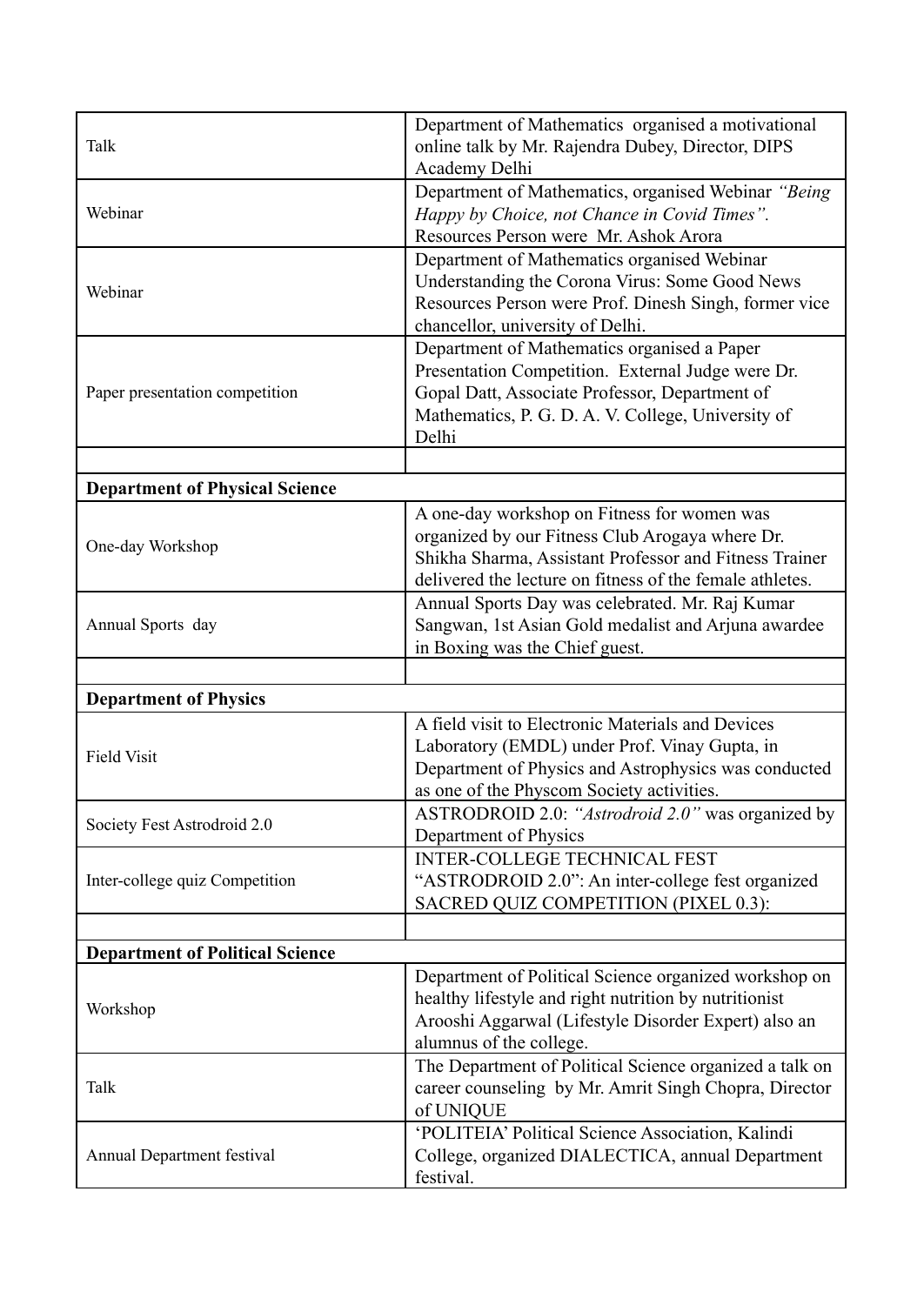| | |
|---|---|
| Talk | Department of Mathematics organised a motivational online talk by Mr. Rajendra Dubey, Director, DIPS Academy Delhi |
| Webinar | Department of Mathematics, organised Webinar *"Being Happy by Choice, not Chance in Covid Times".* Resources Person were Mr. Ashok Arora |
| Webinar | Department of Mathematics organised Webinar Understanding the Corona Virus: Some Good News Resources Person were Prof. Dinesh Singh, former vice chancellor, university of Delhi. |
| Paper presentation competition | Department of Mathematics organised a Paper Presentation Competition. External Judge were Dr. Gopal Datt, Associate Professor, Department of Mathematics, P. G. D. A. V. College, University of Delhi |
| | |
| **Department of Physical Science** | |
| One-day Workshop | A one-day workshop on Fitness for women was organized by our Fitness Club Arogaya where Dr. Shikha Sharma, Assistant Professor and Fitness Trainer delivered the lecture on fitness of the female athletes. |
| Annual Sports day | Annual Sports Day was celebrated. Mr. Raj Kumar Sangwan, 1st Asian Gold medalist and Arjuna awardee in Boxing was the Chief guest. |
| | |
| **Department of Physics** | |
| Field Visit | A field visit to Electronic Materials and Devices Laboratory (EMDL) under Prof. Vinay Gupta, in Department of Physics and Astrophysics was conducted as one of the Physcom Society activities. |
| Society Fest Astrodroid 2.0 | ASTRODROID 2.0: *"Astrodroid 2.0"* was organized by Department of Physics |
| Inter-college quiz Competition | INTER-COLLEGE TECHNICAL FEST "ASTRODROID 2.0": An inter-college fest organized SACRED QUIZ COMPETITION (PIXEL 0.3): |
| | |
| **Department of Political Science** | |
| Workshop | Department of Political Science organized workshop on healthy lifestyle and right nutrition by nutritionist Arooshi Aggarwal (Lifestyle Disorder Expert) also an alumnus of the college. |
| Talk | The Department of Political Science organized a talk on career counseling by Mr. Amrit Singh Chopra, Director of UNIQUE |
| Annual Department festival | 'POLITEIA' Political Science Association, Kalindi College, organized DIALECTICA, annual Department festival. |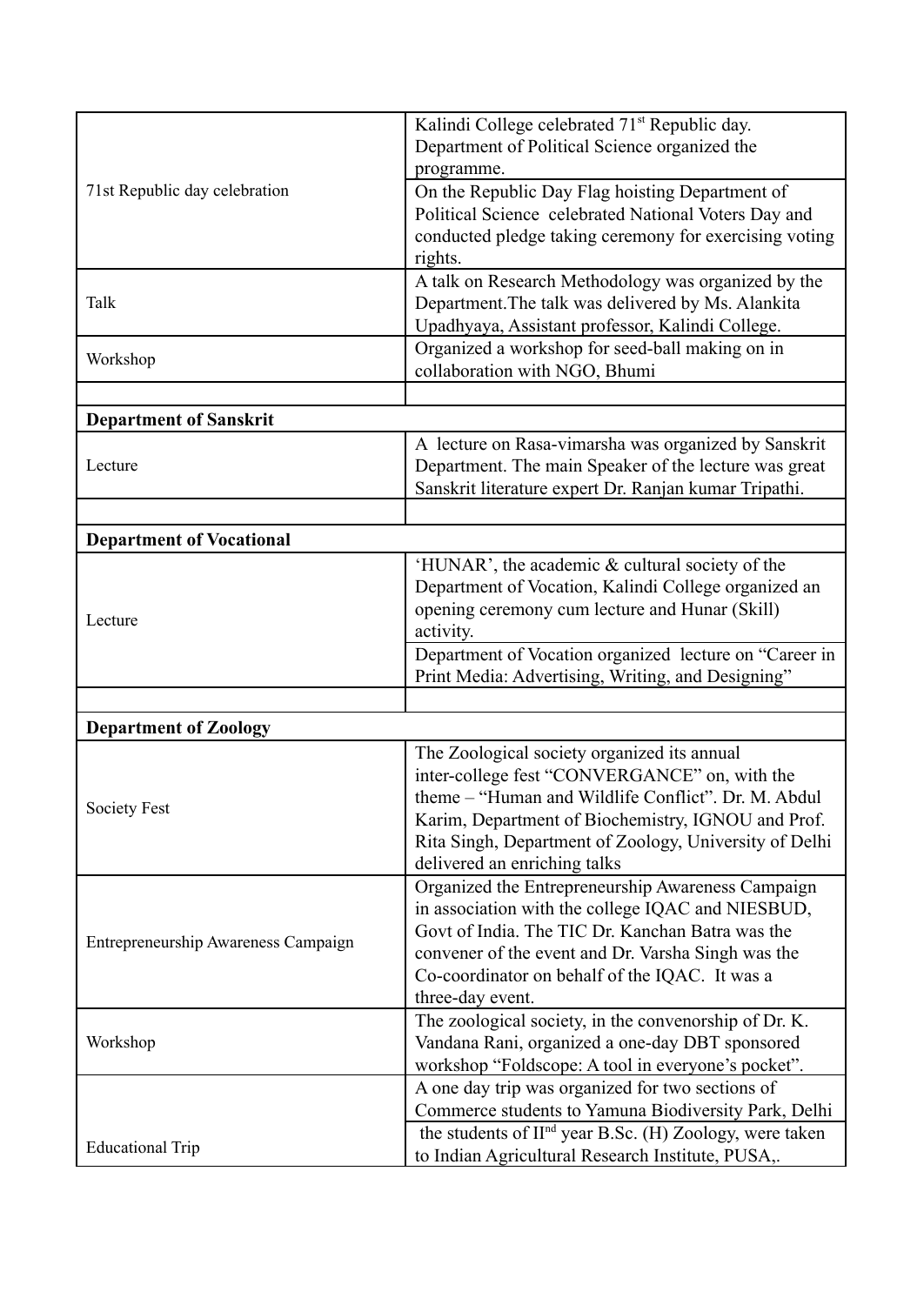| | |
|---|---|
| 71st Republic day celebration | Kalindi College celebrated 71st Republic day. Department of Political Science organized the programme. |
| | On the Republic Day Flag hoisting Department of Political Science celebrated National Voters Day and conducted pledge taking ceremony for exercising voting rights. |
| Talk | A talk on Research Methodology was organized by the Department.The talk was delivered by Ms. Alankita Upadhyaya, Assistant professor, Kalindi College. |
| Workshop | Organized a workshop for seed-ball making on in collaboration with NGO, Bhumi |
| | |
| **Department of Sanskrit** | |
| Lecture | A lecture on Rasa-vimarsha was organized by Sanskrit Department. The main Speaker of the lecture was great Sanskrit literature expert Dr. Ranjan kumar Tripathi. |
| | |
| **Department of Vocational** | |
| Lecture | 'HUNAR', the academic & cultural society of the Department of Vocation, Kalindi College organized an opening ceremony cum lecture and Hunar (Skill) activity. |
| | Department of Vocation organized lecture on "Career in Print Media: Advertising, Writing, and Designing" |
| | |
| **Department of Zoology** | |
| Society Fest | The Zoological society organized its annual inter-college fest "CONVERGANCE" on, with the theme – "Human and Wildlife Conflict". Dr. M. Abdul Karim, Department of Biochemistry, IGNOU and Prof. Rita Singh, Department of Zoology, University of Delhi delivered an enriching talks |
| Entrepreneurship Awareness Campaign | Organized the Entrepreneurship Awareness Campaign in association with the college IQAC and NIESBUD, Govt of India. The TIC Dr. Kanchan Batra was the convener of the event and Dr. Varsha Singh was the Co-coordinator on behalf of the IQAC. It was a three-day event. |
| Workshop | The zoological society, in the convenorship of Dr. K. Vandana Rani, organized a one-day DBT sponsored workshop "Foldscope: A tool in everyone's pocket". |
| Educational Trip | A one day trip was organized for two sections of Commerce students to Yamuna Biodiversity Park, Delhi |
| | the students of IInd year B.Sc. (H) Zoology, were taken to Indian Agricultural Research Institute, PUSA,. |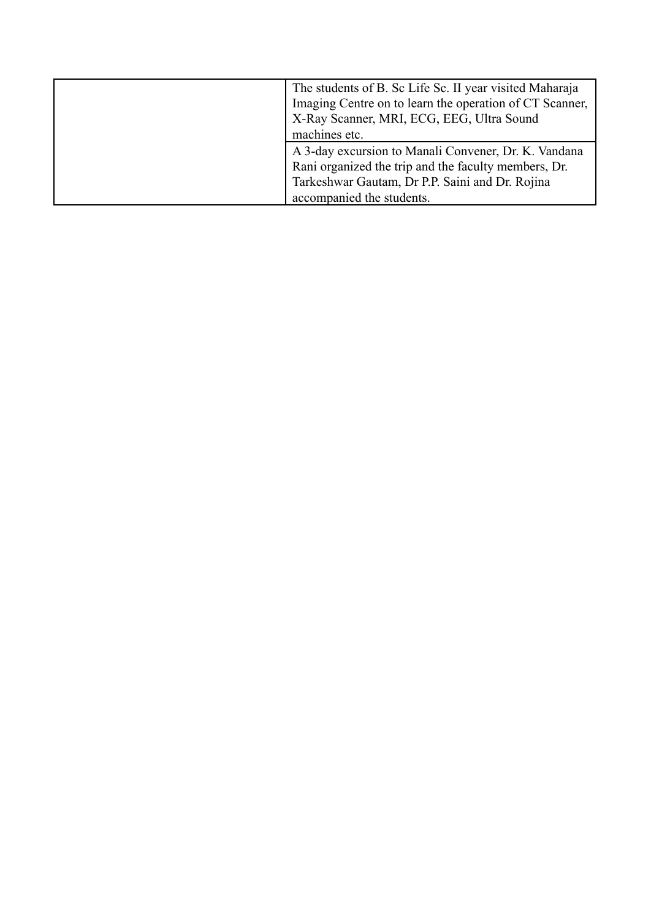| | |
|---|---|
| | The students of B. Sc Life Sc. II year visited Maharaja Imaging Centre on to learn the operation of CT Scanner, X-Ray Scanner, MRI, ECG, EEG, Ultra Sound machines etc. |
| | A 3-day excursion to Manali Convener, Dr. K. Vandana Rani organized the trip and the faculty members, Dr. Tarkeshwar Gautam, Dr P.P. Saini and Dr. Rojina accompanied the students. |